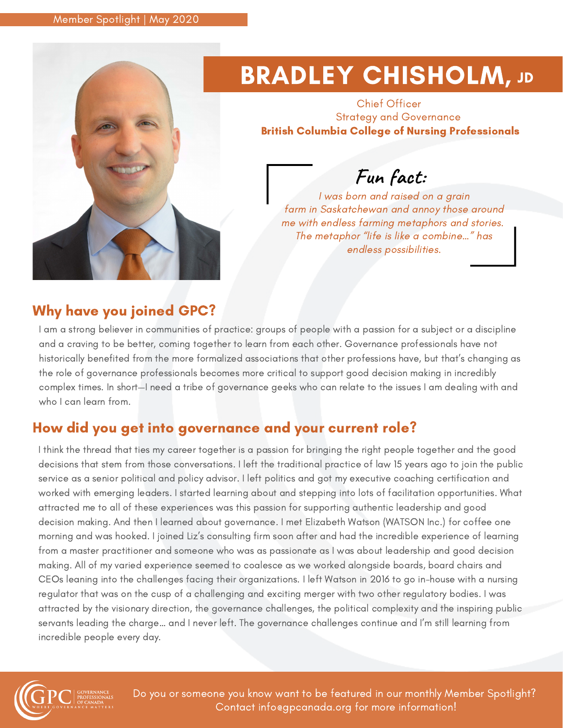Member Spotlight | May 2020

# BRADLEY CHISHOLM, JD

Chief Officer
Strategy and Governance
**British Columbia College of Nursing Professionals**

### Fun fact:

*I was born and raised on a grain farm in Saskatchewan and annoy those around me with endless farming metaphors and stories. The metaphor "life is like a combine..." has endless possibilities.*

## Why have you joined GPC?

I am a strong believer in communities of practice: groups of people with a passion for a subject or a discipline and a craving to be better, coming together to learn from each other. Governance professionals have not historically benefited from the more formalized associations that other professions have, but that's changing as the role of governance professionals becomes more critical to support good decision making in incredibly complex times. In short—I need a tribe of governance geeks who can relate to the issues I am dealing with and who I can learn from.

## How did you get into governance and your current role?

I think the thread that ties my career together is a passion for bringing the right people together and the good decisions that stem from those conversations. I left the traditional practice of law 15 years ago to join the public service as a senior political and policy advisor. I left politics and got my executive coaching certification and worked with emerging leaders. I started learning about and stepping into lots of facilitation opportunities. What attracted me to all of these experiences was this passion for supporting authentic leadership and good decision making. And then I learned about governance. I met Elizabeth Watson (WATSON Inc.) for coffee one morning and was hooked. I joined Liz's consulting firm soon after and had the incredible experience of learning from a master practitioner and someone who was as passionate as I was about leadership and good decision making. All of my varied experience seemed to coalesce as we worked alongside boards, board chairs and CEOs leaning into the challenges facing their organizations. I left Watson in 2016 to go in-house with a nursing regulator that was on the cusp of a challenging and exciting merger with two other regulatory bodies. I was attracted by the visionary direction, the governance challenges, the political complexity and the inspiring public servants leading the charge... and I never left. The governance challenges continue and I'm still learning from incredible people every day.

GPC | GOVERNANCE PROFESSIONALS OF CANADA | WHERE GOVERNANCE MATTERS

Do you or someone you know want to be featured in our monthly Member Spotlight? Contact info@gpcanada.org for more information!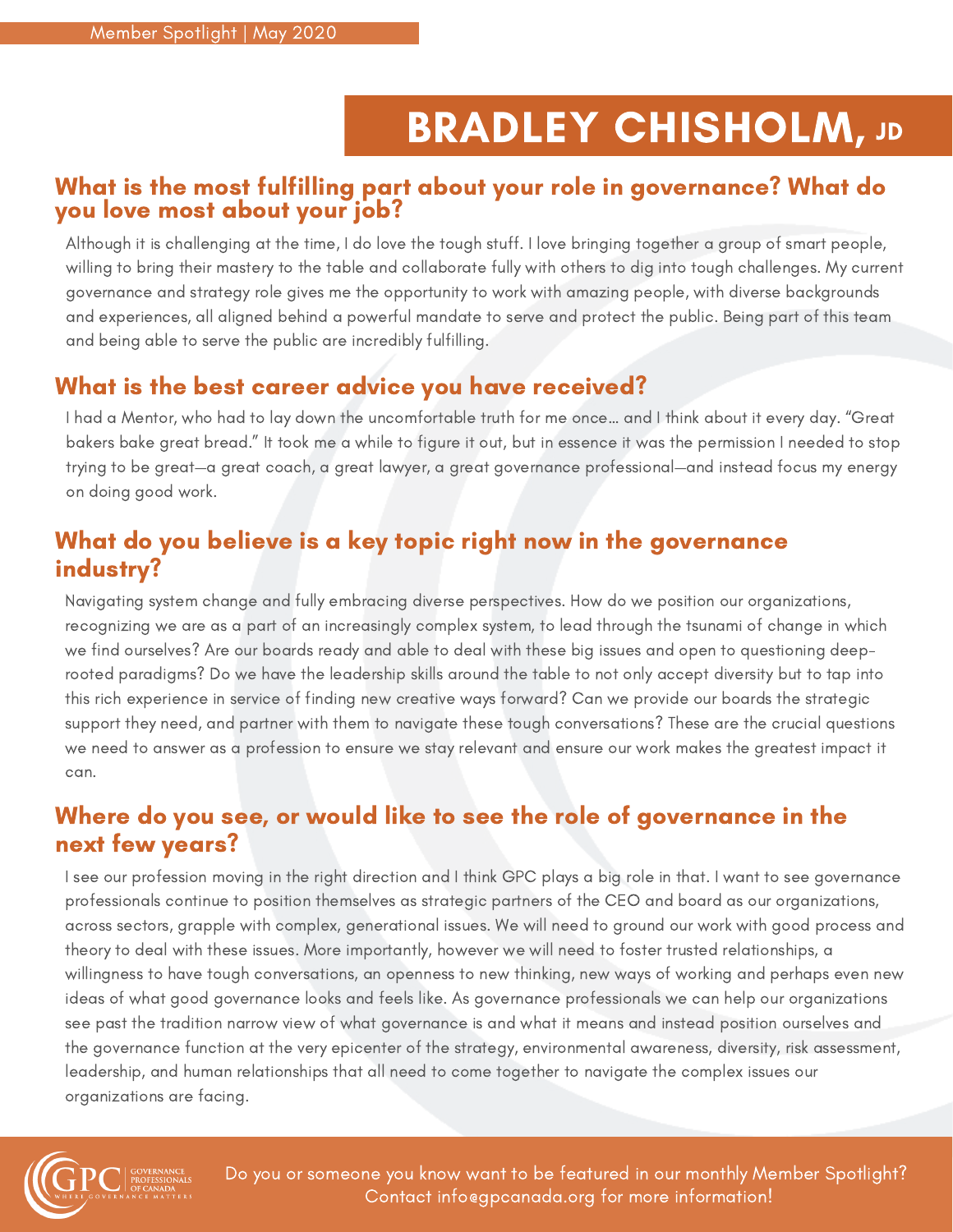Member Spotlight | May 2020

# BRADLEY CHISHOLM, JD

## What is the most fulfilling part about your role in governance? What do you love most about your job?

Although it is challenging at the time, I do love the tough stuff. I love bringing together a group of smart people, willing to bring their mastery to the table and collaborate fully with others to dig into tough challenges. My current governance and strategy role gives me the opportunity to work with amazing people, with diverse backgrounds and experiences, all aligned behind a powerful mandate to serve and protect the public. Being part of this team and being able to serve the public are incredibly fulfilling.

## What is the best career advice you have received?

I had a Mentor, who had to lay down the uncomfortable truth for me once... and I think about it every day. "Great bakers bake great bread." It took me a while to figure it out, but in essence it was the permission I needed to stop trying to be great—a great coach, a great lawyer, a great governance professional—and instead focus my energy on doing good work.

## What do you believe is a key topic right now in the governance industry?

Navigating system change and fully embracing diverse perspectives. How do we position our organizations, recognizing we are as a part of an increasingly complex system, to lead through the tsunami of change in which we find ourselves? Are our boards ready and able to deal with these big issues and open to questioning deep-rooted paradigms? Do we have the leadership skills around the table to not only accept diversity but to tap into this rich experience in service of finding new creative ways forward? Can we provide our boards the strategic support they need, and partner with them to navigate these tough conversations? These are the crucial questions we need to answer as a profession to ensure we stay relevant and ensure our work makes the greatest impact it can.

## Where do you see, or would like to see the role of governance in the next few years?

I see our profession moving in the right direction and I think GPC plays a big role in that. I want to see governance professionals continue to position themselves as strategic partners of the CEO and board as our organizations, across sectors, grapple with complex, generational issues. We will need to ground our work with good process and theory to deal with these issues. More importantly, however we will need to foster trusted relationships, a willingness to have tough conversations, an openness to new thinking, new ways of working and perhaps even new ideas of what good governance looks and feels like. As governance professionals we can help our organizations see past the tradition narrow view of what governance is and what it means and instead position ourselves and the governance function at the very epicenter of the strategy, environmental awareness, diversity, risk assessment, leadership, and human relationships that all need to come together to navigate the complex issues our organizations are facing.

Do you or someone you know want to be featured in our monthly Member Spotlight? Contact info@gpcanada.org for more information!